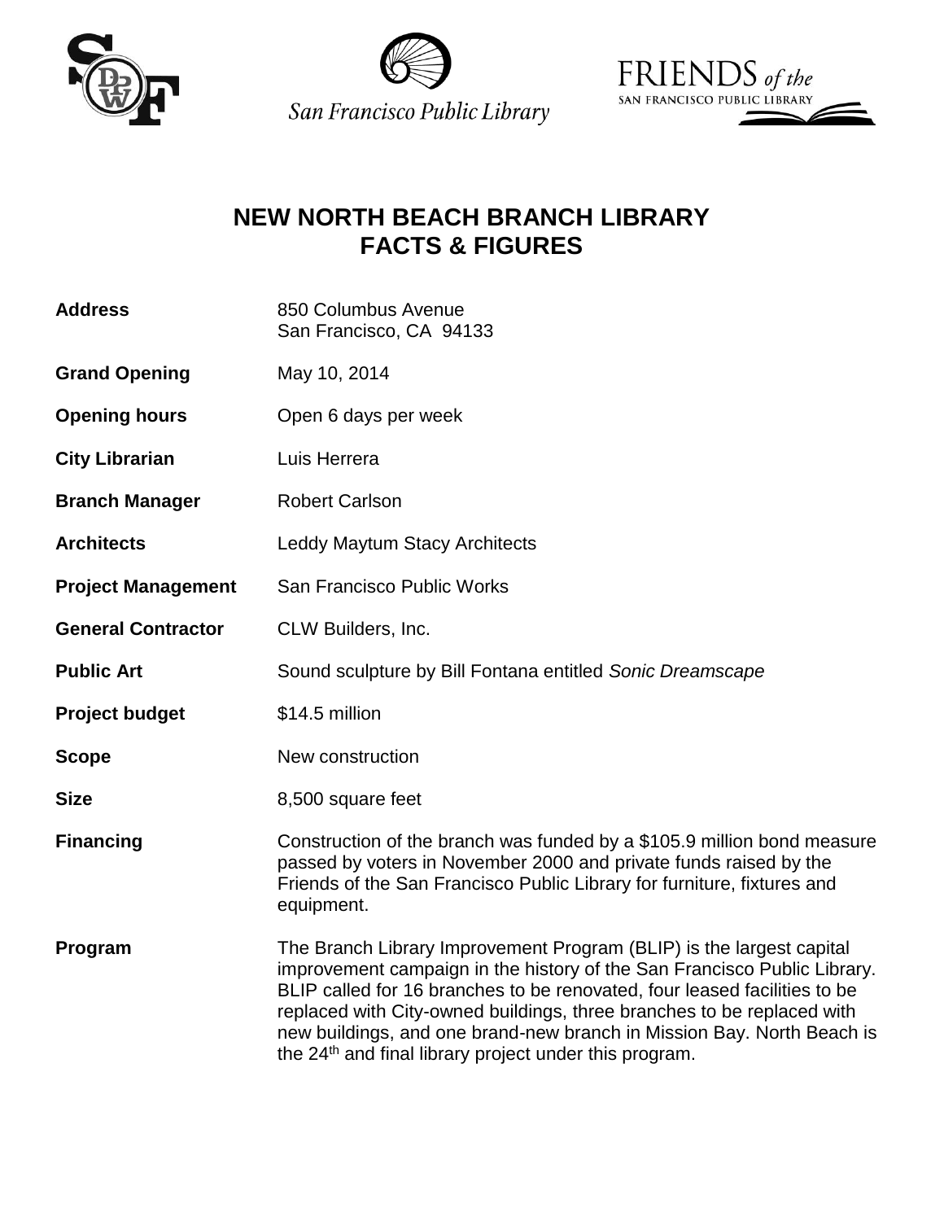San Francisco Public Library

FRIENDS of the SAN FRANCISCO PUBLIC LIBRARY

# NEW NORTH BEACH BRANCH LIBRARY FACTS & FIGURES

| | |
|---|---|
| **Address** | 850 Columbus Avenue<br>San Francisco, CA 94133 |
| **Grand Opening** | May 10, 2014 |
| **Opening hours** | Open 6 days per week |
| **City Librarian** | Luis Herrera |
| **Branch Manager** | Robert Carlson |
| **Architects** | Leddy Maytum Stacy Architects |
| **Project Management** | San Francisco Public Works |
| **General Contractor** | CLW Builders, Inc. |
| **Public Art** | Sound sculpture by Bill Fontana entitled *Sonic Dreamscape* |
| **Project budget** | $14.5 million |
| **Scope** | New construction |
| **Size** | 8,500 square feet |
| **Financing** | Construction of the branch was funded by a $105.9 million bond measure passed by voters in November 2000 and private funds raised by the Friends of the San Francisco Public Library for furniture, fixtures and equipment. |
| **Program** | The Branch Library Improvement Program (BLIP) is the largest capital improvement campaign in the history of the San Francisco Public Library. BLIP called for 16 branches to be renovated, four leased facilities to be replaced with City-owned buildings, three branches to be replaced with new buildings, and one brand-new branch in Mission Bay. North Beach is the 24th and final library project under this program. |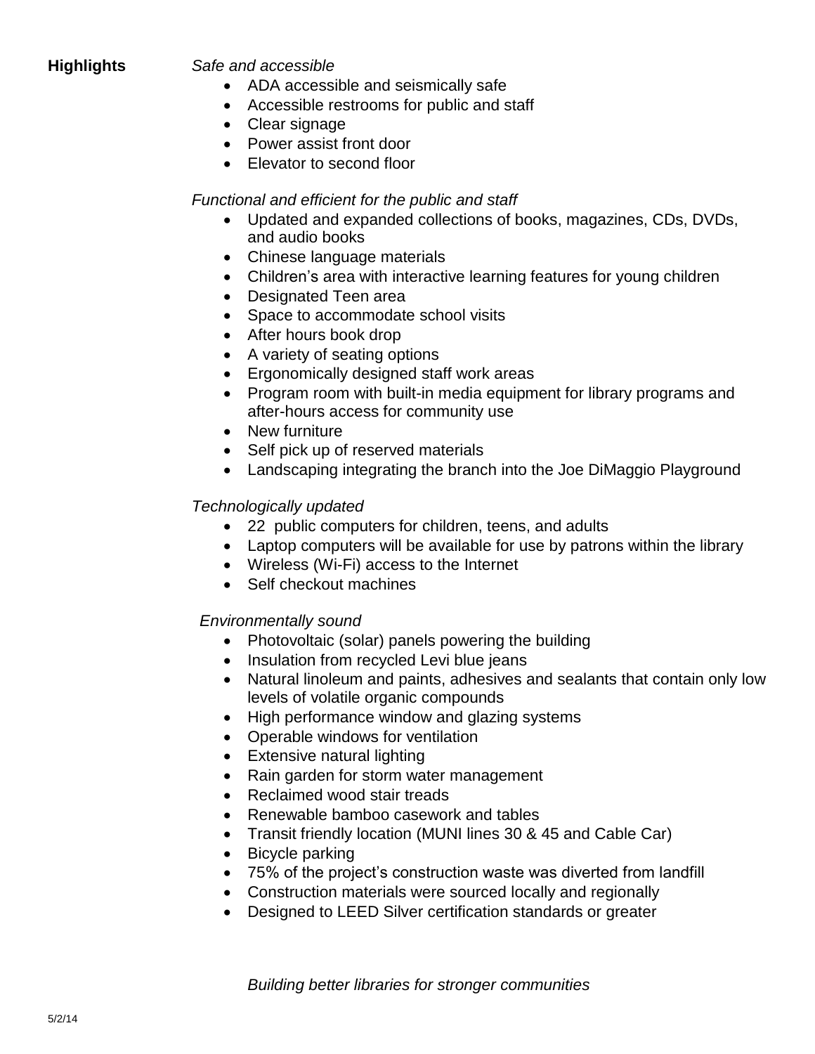**Highlights**

*Safe and accessible*

- ADA accessible and seismically safe
- Accessible restrooms for public and staff
- Clear signage
- Power assist front door
- Elevator to second floor

*Functional and efficient for the public and staff*

- Updated and expanded collections of books, magazines, CDs, DVDs, and audio books
- Chinese language materials
- Children's area with interactive learning features for young children
- Designated Teen area
- Space to accommodate school visits
- After hours book drop
- A variety of seating options
- Ergonomically designed staff work areas
- Program room with built-in media equipment for library programs and after-hours access for community use
- New furniture
- Self pick up of reserved materials
- Landscaping integrating the branch into the Joe DiMaggio Playground

*Technologically updated*

- 22 public computers for children, teens, and adults
- Laptop computers will be available for use by patrons within the library
- Wireless (Wi-Fi) access to the Internet
- Self checkout machines

*Environmentally sound*

- Photovoltaic (solar) panels powering the building
- Insulation from recycled Levi blue jeans
- Natural linoleum and paints, adhesives and sealants that contain only low levels of volatile organic compounds
- High performance window and glazing systems
- Operable windows for ventilation
- Extensive natural lighting
- Rain garden for storm water management
- Reclaimed wood stair treads
- Renewable bamboo casework and tables
- Transit friendly location (MUNI lines 30 & 45 and Cable Car)
- Bicycle parking
- 75% of the project's construction waste was diverted from landfill
- Construction materials were sourced locally and regionally
- Designed to LEED Silver certification standards or greater

*Building better libraries for stronger communities*

5/2/14